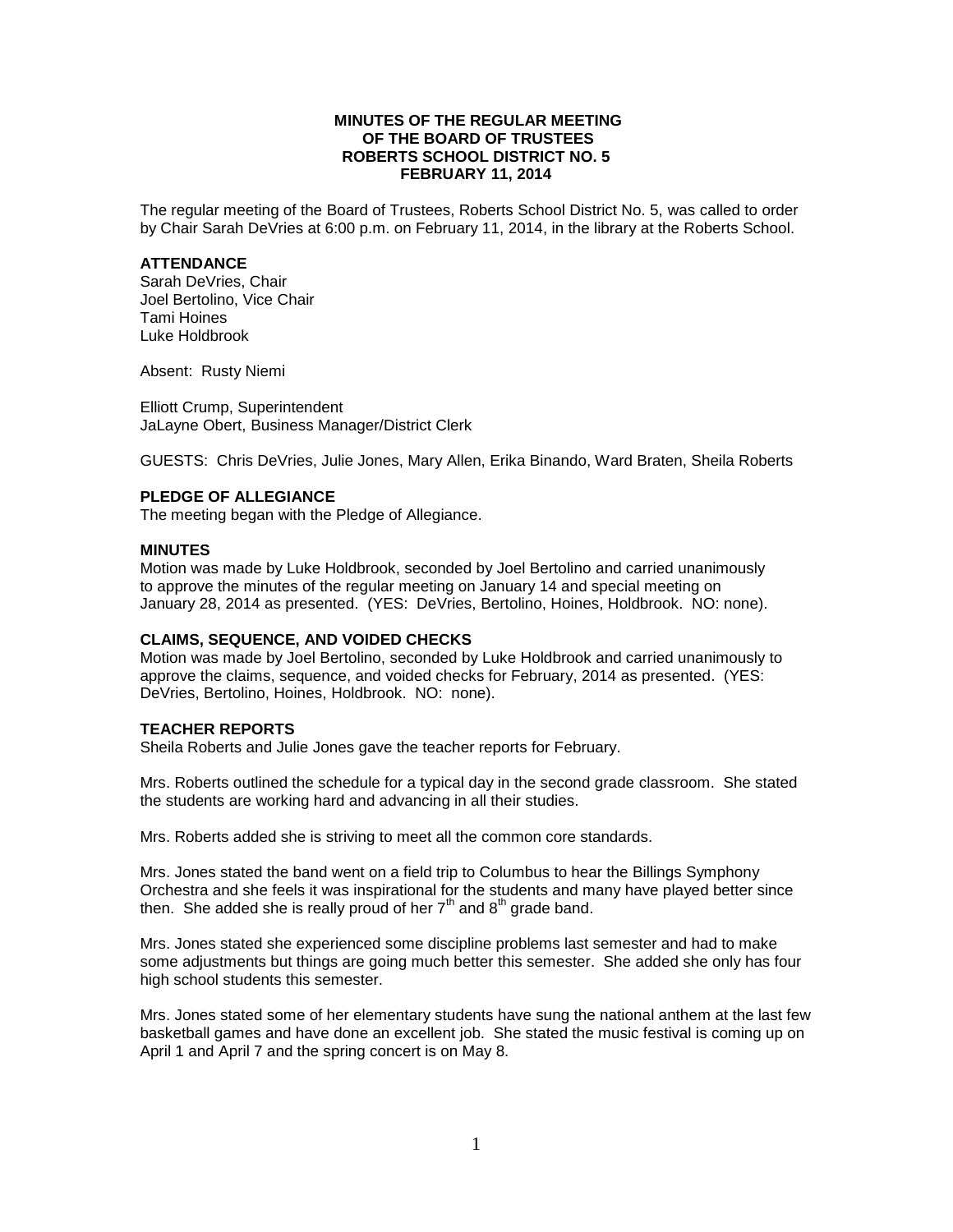# MINUTES OF THE REGULAR MEETING OF THE BOARD OF TRUSTEES ROBERTS SCHOOL DISTRICT NO. 5 FEBRUARY 11, 2014

The regular meeting of the Board of Trustees, Roberts School District No. 5, was called to order by Chair Sarah DeVries at 6:00 p.m. on February 11, 2014, in the library at the Roberts School.

**ATTENDANCE**

Sarah DeVries, Chair
Joel Bertolino, Vice Chair
Tami Hoines
Luke Holdbrook

Absent: Rusty Niemi

Elliott Crump, Superintendent
JaLayne Obert, Business Manager/District Clerk

GUESTS: Chris DeVries, Julie Jones, Mary Allen, Erika Binando, Ward Braten, Sheila Roberts

**PLEDGE OF ALLEGIANCE**

The meeting began with the Pledge of Allegiance.

**MINUTES**

Motion was made by Luke Holdbrook, seconded by Joel Bertolino and carried unanimously to approve the minutes of the regular meeting on January 14 and special meeting on January 28, 2014 as presented. (YES: DeVries, Bertolino, Hoines, Holdbrook. NO: none).

**CLAIMS, SEQUENCE, AND VOIDED CHECKS**

Motion was made by Joel Bertolino, seconded by Luke Holdbrook and carried unanimously to approve the claims, sequence, and voided checks for February, 2014 as presented. (YES: DeVries, Bertolino, Hoines, Holdbrook. NO: none).

**TEACHER REPORTS**

Sheila Roberts and Julie Jones gave the teacher reports for February.

Mrs. Roberts outlined the schedule for a typical day in the second grade classroom. She stated the students are working hard and advancing in all their studies.

Mrs. Roberts added she is striving to meet all the common core standards.

Mrs. Jones stated the band went on a field trip to Columbus to hear the Billings Symphony Orchestra and she feels it was inspirational for the students and many have played better since then. She added she is really proud of her 7th and 8th grade band.

Mrs. Jones stated she experienced some discipline problems last semester and had to make some adjustments but things are going much better this semester. She added she only has four high school students this semester.

Mrs. Jones stated some of her elementary students have sung the national anthem at the last few basketball games and have done an excellent job. She stated the music festival is coming up on April 1 and April 7 and the spring concert is on May 8.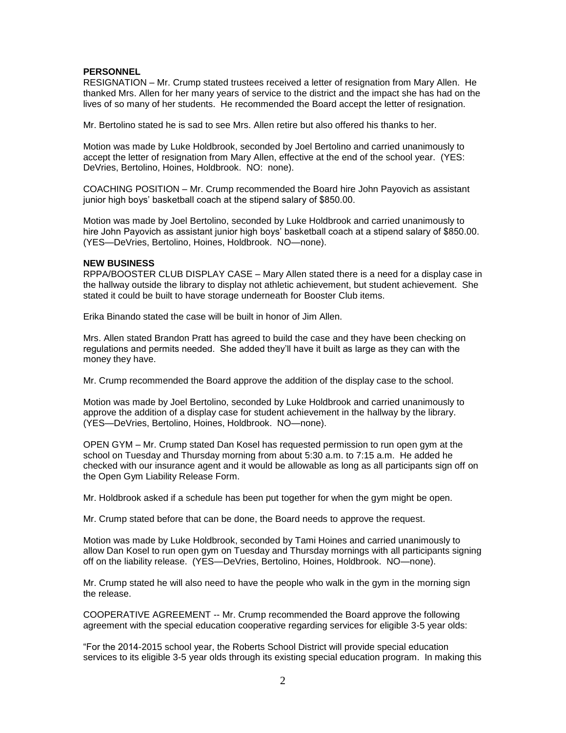**PERSONNEL**

RESIGNATION – Mr. Crump stated trustees received a letter of resignation from Mary Allen. He thanked Mrs. Allen for her many years of service to the district and the impact she has had on the lives of so many of her students. He recommended the Board accept the letter of resignation.

Mr. Bertolino stated he is sad to see Mrs. Allen retire but also offered his thanks to her.

Motion was made by Luke Holdbrook, seconded by Joel Bertolino and carried unanimously to accept the letter of resignation from Mary Allen, effective at the end of the school year. (YES: DeVries, Bertolino, Hoines, Holdbrook. NO: none).

COACHING POSITION – Mr. Crump recommended the Board hire John Payovich as assistant junior high boys' basketball coach at the stipend salary of $850.00.

Motion was made by Joel Bertolino, seconded by Luke Holdbrook and carried unanimously to hire John Payovich as assistant junior high boys' basketball coach at a stipend salary of $850.00. (YES—DeVries, Bertolino, Hoines, Holdbrook. NO—none).

**NEW BUSINESS**

RPPA/BOOSTER CLUB DISPLAY CASE – Mary Allen stated there is a need for a display case in the hallway outside the library to display not athletic achievement, but student achievement. She stated it could be built to have storage underneath for Booster Club items.

Erika Binando stated the case will be built in honor of Jim Allen.

Mrs. Allen stated Brandon Pratt has agreed to build the case and they have been checking on regulations and permits needed. She added they'll have it built as large as they can with the money they have.

Mr. Crump recommended the Board approve the addition of the display case to the school.

Motion was made by Joel Bertolino, seconded by Luke Holdbrook and carried unanimously to approve the addition of a display case for student achievement in the hallway by the library. (YES—DeVries, Bertolino, Hoines, Holdbrook. NO—none).

OPEN GYM – Mr. Crump stated Dan Kosel has requested permission to run open gym at the school on Tuesday and Thursday morning from about 5:30 a.m. to 7:15 a.m. He added he checked with our insurance agent and it would be allowable as long as all participants sign off on the Open Gym Liability Release Form.

Mr. Holdbrook asked if a schedule has been put together for when the gym might be open.

Mr. Crump stated before that can be done, the Board needs to approve the request.

Motion was made by Luke Holdbrook, seconded by Tami Hoines and carried unanimously to allow Dan Kosel to run open gym on Tuesday and Thursday mornings with all participants signing off on the liability release. (YES—DeVries, Bertolino, Hoines, Holdbrook. NO—none).

Mr. Crump stated he will also need to have the people who walk in the gym in the morning sign the release.

COOPERATIVE AGREEMENT -- Mr. Crump recommended the Board approve the following agreement with the special education cooperative regarding services for eligible 3-5 year olds:

"For the 2014-2015 school year, the Roberts School District will provide special education services to its eligible 3-5 year olds through its existing special education program. In making this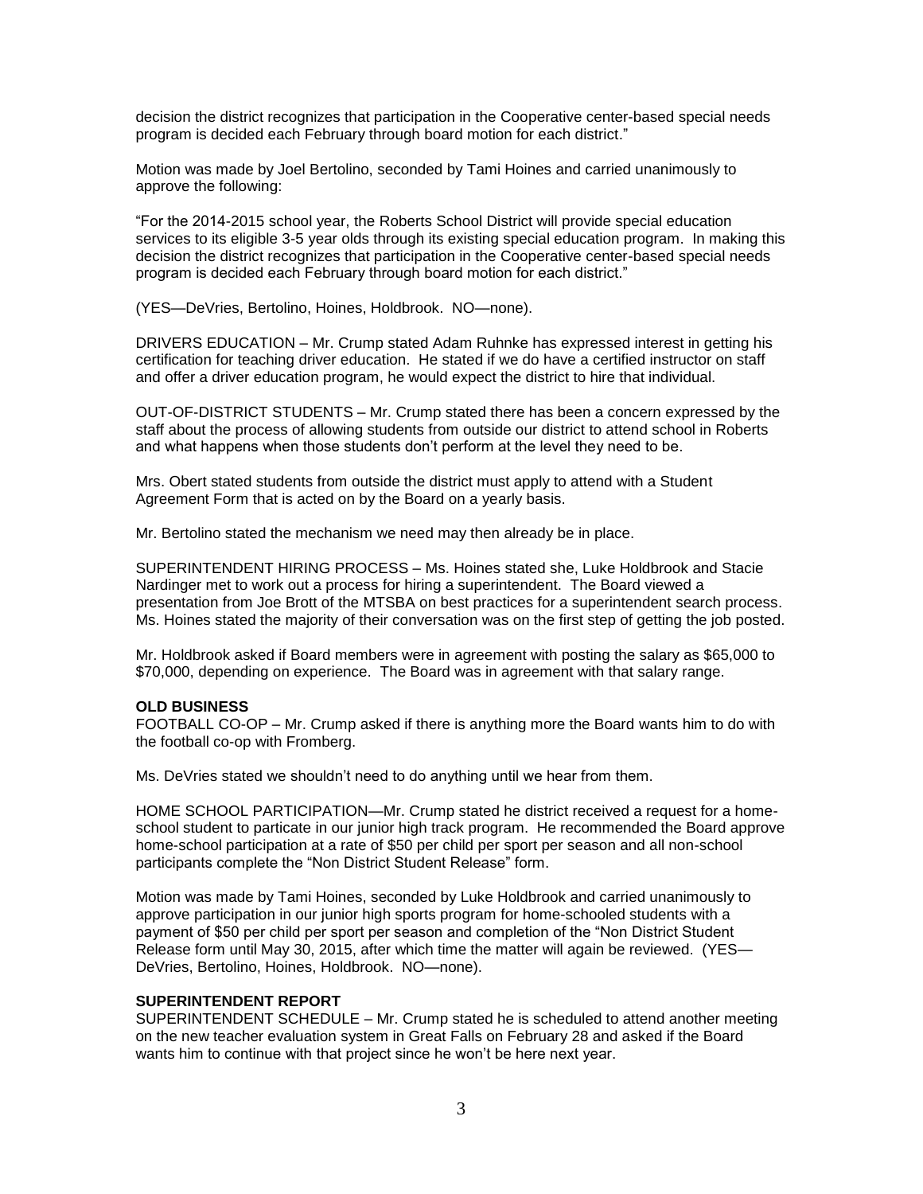decision the district recognizes that participation in the Cooperative center-based special needs program is decided each February through board motion for each district."

Motion was made by Joel Bertolino, seconded by Tami Hoines and carried unanimously to approve the following:

"For the 2014-2015 school year, the Roberts School District will provide special education services to its eligible 3-5 year olds through its existing special education program. In making this decision the district recognizes that participation in the Cooperative center-based special needs program is decided each February through board motion for each district."

(YES—DeVries, Bertolino, Hoines, Holdbrook. NO—none).

DRIVERS EDUCATION – Mr. Crump stated Adam Ruhnke has expressed interest in getting his certification for teaching driver education. He stated if we do have a certified instructor on staff and offer a driver education program, he would expect the district to hire that individual.

OUT-OF-DISTRICT STUDENTS – Mr. Crump stated there has been a concern expressed by the staff about the process of allowing students from outside our district to attend school in Roberts and what happens when those students don't perform at the level they need to be.

Mrs. Obert stated students from outside the district must apply to attend with a Student Agreement Form that is acted on by the Board on a yearly basis.

Mr. Bertolino stated the mechanism we need may then already be in place.

SUPERINTENDENT HIRING PROCESS – Ms. Hoines stated she, Luke Holdbrook and Stacie Nardinger met to work out a process for hiring a superintendent. The Board viewed a presentation from Joe Brott of the MTSBA on best practices for a superintendent search process. Ms. Hoines stated the majority of their conversation was on the first step of getting the job posted.

Mr. Holdbrook asked if Board members were in agreement with posting the salary as $65,000 to $70,000, depending on experience. The Board was in agreement with that salary range.

**OLD BUSINESS**

FOOTBALL CO-OP – Mr. Crump asked if there is anything more the Board wants him to do with the football co-op with Fromberg.

Ms. DeVries stated we shouldn't need to do anything until we hear from them.

HOME SCHOOL PARTICIPATION—Mr. Crump stated he district received a request for a home-school student to particate in our junior high track program. He recommended the Board approve home-school participation at a rate of $50 per child per sport per season and all non-school participants complete the "Non District Student Release" form.

Motion was made by Tami Hoines, seconded by Luke Holdbrook and carried unanimously to approve participation in our junior high sports program for home-schooled students with a payment of $50 per child per sport per season and completion of the "Non District Student Release form until May 30, 2015, after which time the matter will again be reviewed. (YES—DeVries, Bertolino, Hoines, Holdbrook. NO—none).

**SUPERINTENDENT REPORT**

SUPERINTENDENT SCHEDULE – Mr. Crump stated he is scheduled to attend another meeting on the new teacher evaluation system in Great Falls on February 28 and asked if the Board wants him to continue with that project since he won't be here next year.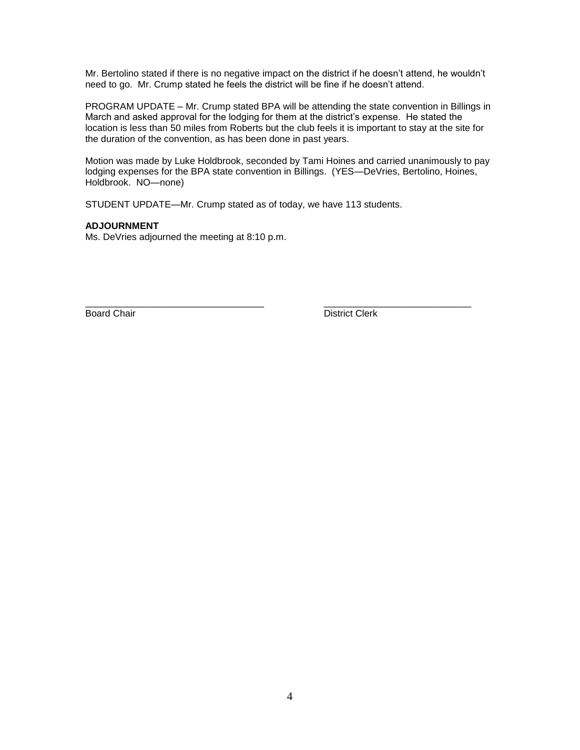Mr. Bertolino stated if there is no negative impact on the district if he doesn't attend, he wouldn't need to go. Mr. Crump stated he feels the district will be fine if he doesn't attend.

PROGRAM UPDATE – Mr. Crump stated BPA will be attending the state convention in Billings in March and asked approval for the lodging for them at the district's expense. He stated the location is less than 50 miles from Roberts but the club feels it is important to stay at the site for the duration of the convention, as has been done in past years.

Motion was made by Luke Holdbrook, seconded by Tami Hoines and carried unanimously to pay lodging expenses for the BPA state convention in Billings. (YES—DeVries, Bertolino, Hoines, Holdbrook. NO—none)

STUDENT UPDATE—Mr. Crump stated as of today, we have 113 students.

**ADJOURNMENT**

Ms. DeVries adjourned the meeting at 8:10 p.m.

_________________________________ &nbsp;&nbsp;&nbsp;&nbsp;&nbsp;&nbsp;&nbsp;&nbsp; ____________________________

Board Chair &nbsp;&nbsp;&nbsp;&nbsp;&nbsp;&nbsp;&nbsp;&nbsp;&nbsp;&nbsp;&nbsp;&nbsp;&nbsp;&nbsp;&nbsp;&nbsp;&nbsp;&nbsp;&nbsp;&nbsp;&nbsp;&nbsp;&nbsp;&nbsp;&nbsp;&nbsp;&nbsp;&nbsp;&nbsp;&nbsp;&nbsp;&nbsp;&nbsp;&nbsp;&nbsp;&nbsp;&nbsp;&nbsp; District Clerk